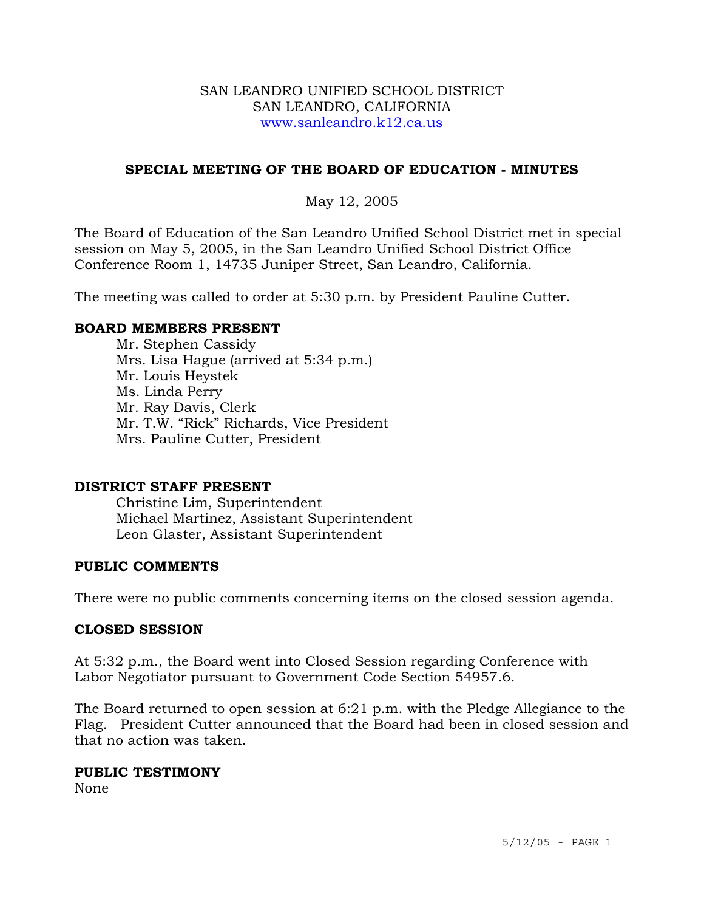SAN LEANDRO UNIFIED SCHOOL DISTRICT
SAN LEANDRO, CALIFORNIA
www.sanleandro.k12.ca.us

## SPECIAL MEETING OF THE BOARD OF EDUCATION - MINUTES

May 12, 2005

The Board of Education of the San Leandro Unified School District met in special session on May 5, 2005, in the San Leandro Unified School District Office Conference Room 1, 14735 Juniper Street, San Leandro, California.

The meeting was called to order at 5:30 p.m. by President Pauline Cutter.

**BOARD MEMBERS PRESENT**

Mr. Stephen Cassidy
Mrs. Lisa Hague (arrived at 5:34 p.m.)
Mr. Louis Heystek
Ms. Linda Perry
Mr. Ray Davis, Clerk
Mr. T.W. "Rick" Richards, Vice President
Mrs. Pauline Cutter, President

**DISTRICT STAFF PRESENT**

Christine Lim, Superintendent
Michael Martinez, Assistant Superintendent
Leon Glaster, Assistant Superintendent

**PUBLIC COMMENTS**

There were no public comments concerning items on the closed session agenda.

**CLOSED SESSION**

At 5:32 p.m., the Board went into Closed Session regarding Conference with Labor Negotiator pursuant to Government Code Section 54957.6.

The Board returned to open session at 6:21 p.m. with the Pledge Allegiance to the Flag. President Cutter announced that the Board had been in closed session and that no action was taken.

**PUBLIC TESTIMONY**

None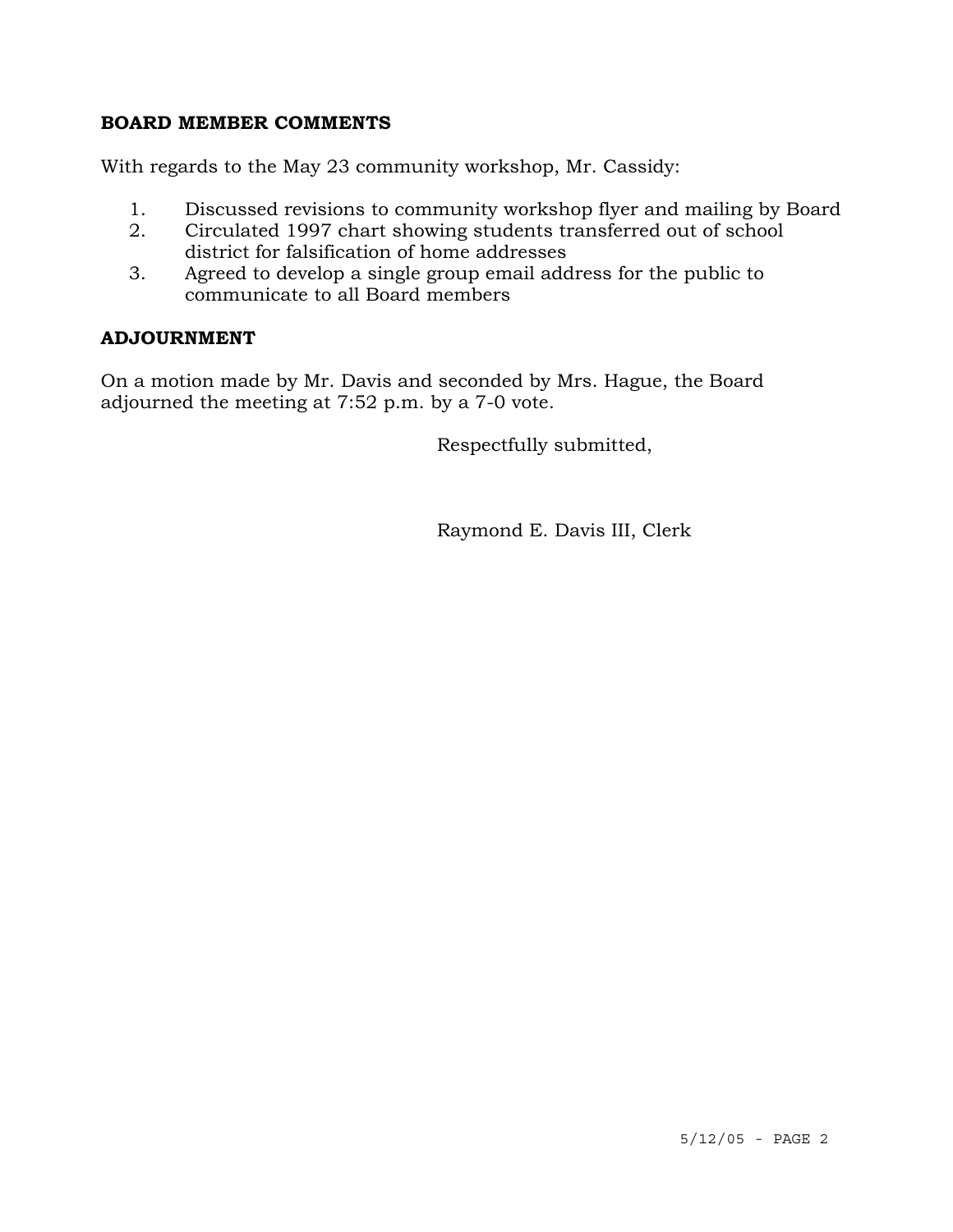**BOARD MEMBER COMMENTS**

With regards to the May 23 community workshop, Mr. Cassidy:

1. Discussed revisions to community workshop flyer and mailing by Board
2. Circulated 1997 chart showing students transferred out of school district for falsification of home addresses
3. Agreed to develop a single group email address for the public to communicate to all Board members

**ADJOURNMENT**

On a motion made by Mr. Davis and seconded by Mrs. Hague, the Board adjourned the meeting at 7:52 p.m. by a 7-0 vote.

Respectfully submitted,

Raymond E. Davis III, Clerk